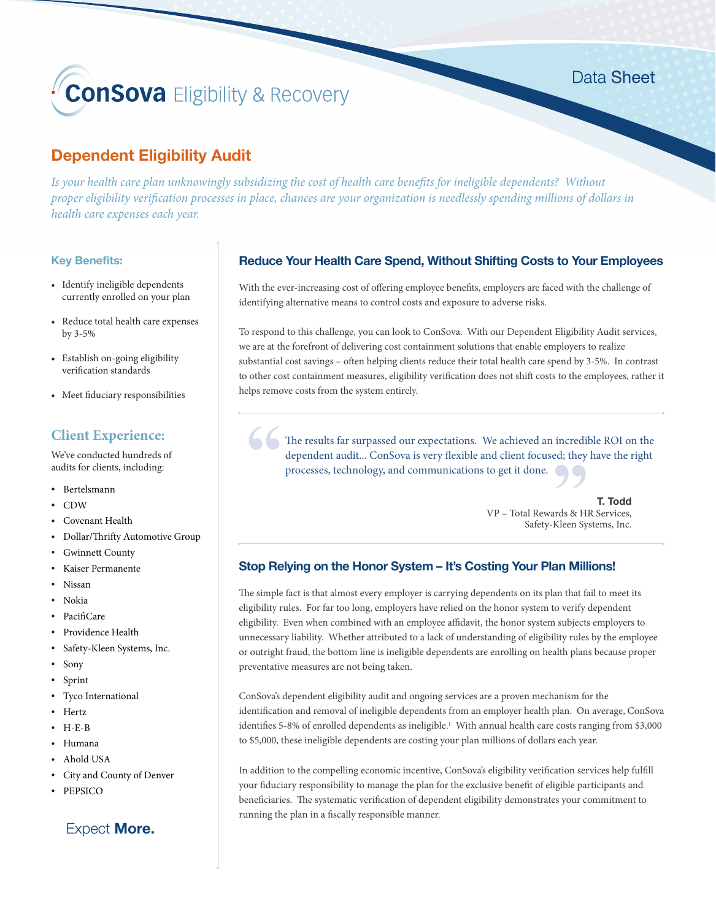**ConSova** Eligibility & Recovery

Data Sheet

# Dependent Eligibility Audit

*Is your health care plan unknowingly subsidizing the cost of health care benefits for ineligible dependents? Without proper eligibility verification processes in place, chances are your organization is needlessly spending millions of dollars in health care expenses each year.*

### Key Benefits:

- Identify ineligible dependents currently enrolled on your plan
- Reduce total health care expenses by 3-5%
- Establish on-going eligibility verification standards
- Meet fiduciary responsibilities

### Client Experience:

We've conducted hundreds of audits for clients, including:

- Bertelsmann
- CDW
- Covenant Health
- Dollar/Thrifty Automotive Group
- Gwinnett County
- Kaiser Permanente
- Nissan
- Nokia
- PacifiCare
- Providence Health
- Safety-Kleen Systems, Inc.
- Sony
- Sprint
- Tyco International
- Hertz
- H-E-B
- Humana
- Ahold USA
- City and County of Denver
- PEPSICO

Expect **More.**

## Reduce Your Health Care Spend, Without Shifting Costs to Your Employees

With the ever-increasing cost of offering employee benefits, employers are faced with the challenge of identifying alternative means to control costs and exposure to adverse risks.

To respond to this challenge, you can look to ConSova. With our Dependent Eligibility Audit services, we are at the forefront of delivering cost containment solutions that enable employers to realize substantial cost savings – often helping clients reduce their total health care spend by 3-5%. In contrast to other cost containment measures, eligibility verification does not shift costs to the employees, rather it helps remove costs from the system entirely.

> "The results far surpassed our expectations. We achieved an incredible ROI on the dependent audit... ConSova is very flexible and client focused; they have the right processes, technology, and communications to get it done."
>
> **T. Todd**
> VP – Total Rewards & HR Services,
> Safety-Kleen Systems, Inc.

## Stop Relying on the Honor System – It's Costing Your Plan Millions!

The simple fact is that almost every employer is carrying dependents on its plan that fail to meet its eligibility rules. For far too long, employers have relied on the honor system to verify dependent eligibility. Even when combined with an employee affidavit, the honor system subjects employers to unnecessary liability. Whether attributed to a lack of understanding of eligibility rules by the employee or outright fraud, the bottom line is ineligible dependents are enrolling on health plans because proper preventative measures are not being taken.

ConSova's dependent eligibility audit and ongoing services are a proven mechanism for the identification and removal of ineligible dependents from an employer health plan. On average, ConSova identifies 5-8% of enrolled dependents as ineligible.[1] With annual health care costs ranging from $3,000 to $5,000, these ineligible dependents are costing your plan millions of dollars each year.

In addition to the compelling economic incentive, ConSova's eligibility verification services help fulfill your fiduciary responsibility to manage the plan for the exclusive benefit of eligible participants and beneficiaries. The systematic verification of dependent eligibility demonstrates your commitment to running the plan in a fiscally responsible manner.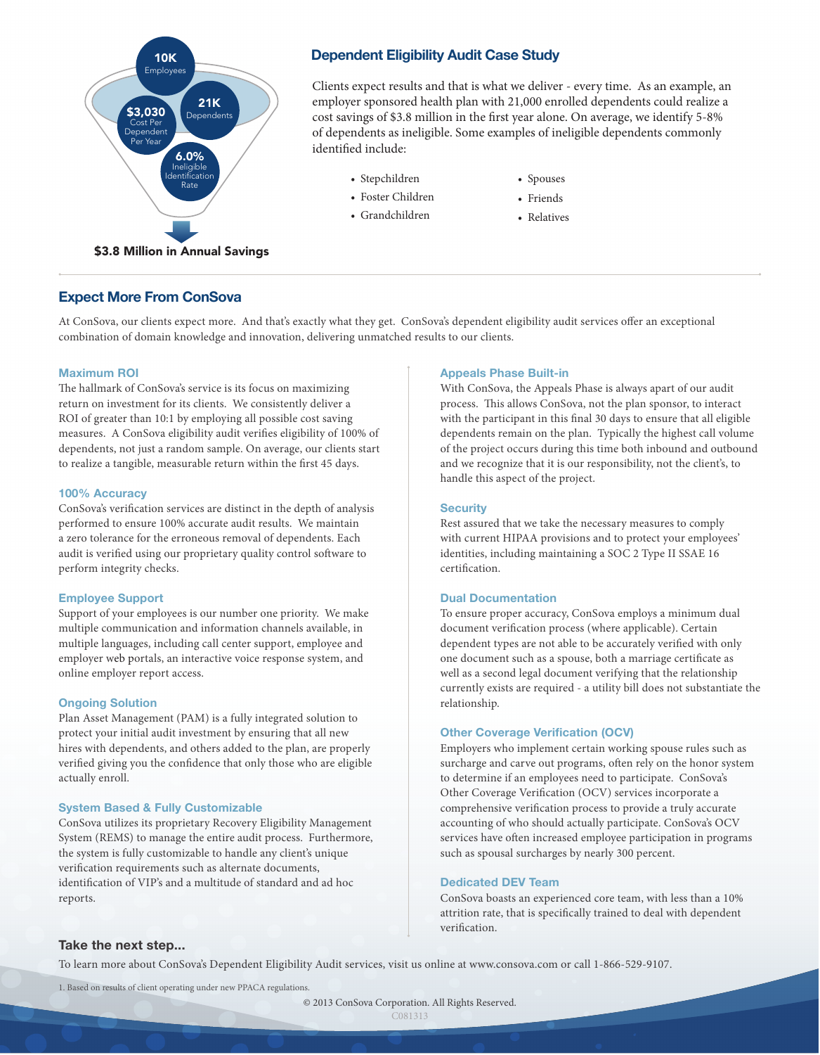10K
Employees

21K
Dependents

$3,030
Cost Per Dependent Per Year

6.0%
Ineligible Identification Rate

$3.8 Million in Annual Savings

## Dependent Eligibility Audit Case Study

Clients expect results and that is what we deliver - every time. As an example, an employer sponsored health plan with 21,000 enrolled dependents could realize a cost savings of $3.8 million in the first year alone. On average, we identify 5-8% of dependents as ineligible. Some examples of ineligible dependents commonly identified include:

- Stepchildren
- Foster Children
- Grandchildren
- Spouses
- Friends
- Relatives

## Expect More From ConSova

At ConSova, our clients expect more. And that's exactly what they get. ConSova's dependent eligibility audit services offer an exceptional combination of domain knowledge and innovation, delivering unmatched results to our clients.

### Maximum ROI

The hallmark of ConSova's service is its focus on maximizing return on investment for its clients. We consistently deliver a ROI of greater than 10:1 by employing all possible cost saving measures. A ConSova eligibility audit verifies eligibility of 100% of dependents, not just a random sample. On average, our clients start to realize a tangible, measurable return within the first 45 days.

### 100% Accuracy

ConSova's verification services are distinct in the depth of analysis performed to ensure 100% accurate audit results. We maintain a zero tolerance for the erroneous removal of dependents. Each audit is verified using our proprietary quality control software to perform integrity checks.

### Employee Support

Support of your employees is our number one priority. We make multiple communication and information channels available, in multiple languages, including call center support, employee and employer web portals, an interactive voice response system, and online employer report access.

### Ongoing Solution

Plan Asset Management (PAM) is a fully integrated solution to protect your initial audit investment by ensuring that all new hires with dependents, and others added to the plan, are properly verified giving you the confidence that only those who are eligible actually enroll.

### System Based & Fully Customizable

ConSova utilizes its proprietary Recovery Eligibility Management System (REMS) to manage the entire audit process. Furthermore, the system is fully customizable to handle any client's unique verification requirements such as alternate documents, identification of VIP's and a multitude of standard and ad hoc reports.

### Appeals Phase Built-in

With ConSova, the Appeals Phase is always apart of our audit process. This allows ConSova, not the plan sponsor, to interact with the participant in this final 30 days to ensure that all eligible dependents remain on the plan. Typically the highest call volume of the project occurs during this time both inbound and outbound and we recognize that it is our responsibility, not the client's, to handle this aspect of the project.

### Security

Rest assured that we take the necessary measures to comply with current HIPAA provisions and to protect your employees' identities, including maintaining a SOC 2 Type II SSAE 16 certification.

### Dual Documentation

To ensure proper accuracy, ConSova employs a minimum dual document verification process (where applicable). Certain dependent types are not able to be accurately verified with only one document such as a spouse, both a marriage certificate as well as a second legal document verifying that the relationship currently exists are required - a utility bill does not substantiate the relationship.

### Other Coverage Verification (OCV)

Employers who implement certain working spouse rules such as surcharge and carve out programs, often rely on the honor system to determine if an employees need to participate. ConSova's Other Coverage Verification (OCV) services incorporate a comprehensive verification process to provide a truly accurate accounting of who should actually participate. ConSova's OCV services have often increased employee participation in programs such as spousal surcharges by nearly 300 percent.

### Dedicated DEV Team

ConSova boasts an experienced core team, with less than a 10% attrition rate, that is specifically trained to deal with dependent verification.

## Take the next step...

To learn more about ConSova's Dependent Eligibility Audit services, visit us online at www.consova.com or call 1-866-529-9107.

1. Based on results of client operating under new PPACA regulations.

© 2013 ConSova Corporation. All Rights Reserved.

C081313